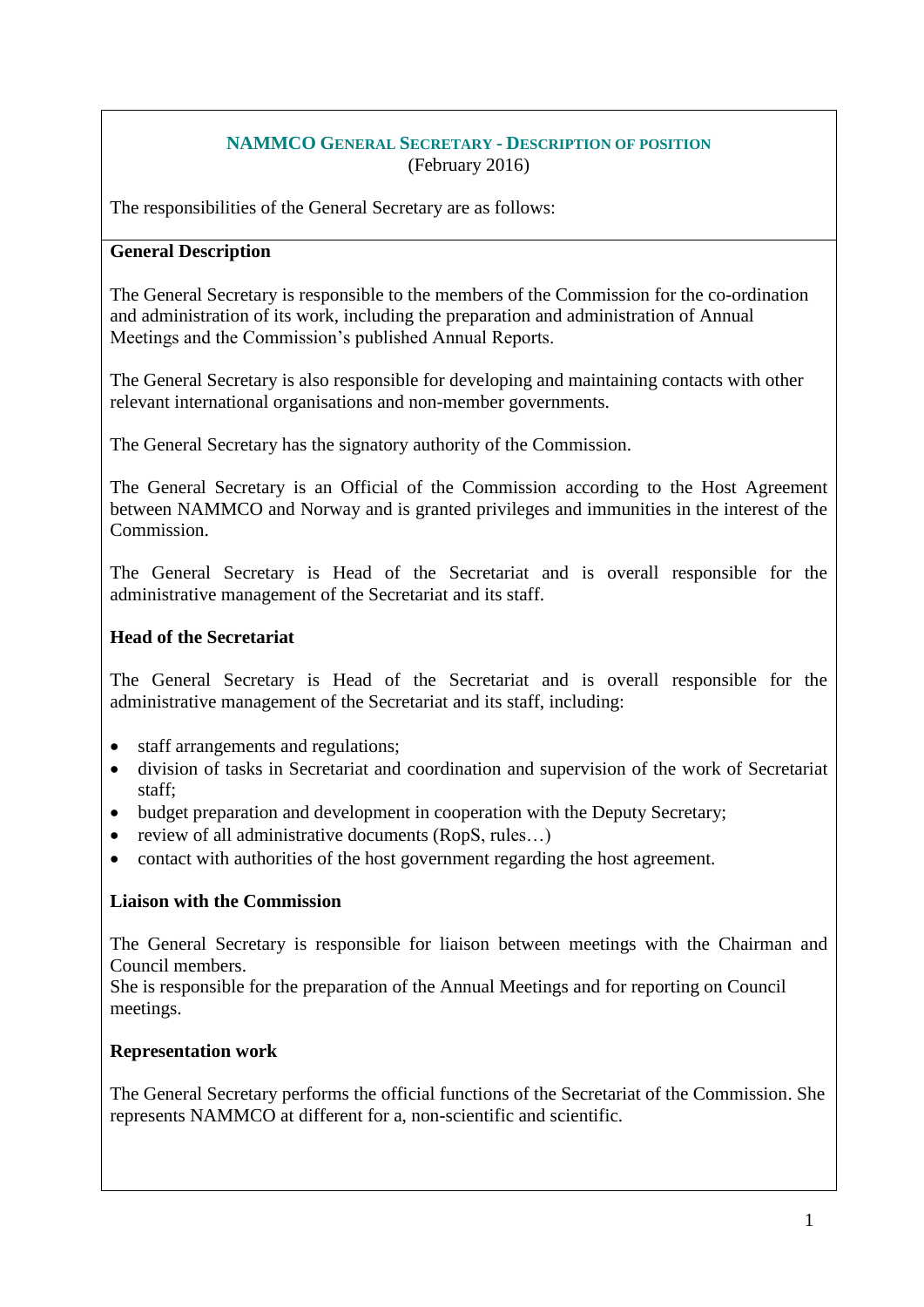## NAMMCO General Secretary - Description of position

(February 2016)

The responsibilities of the General Secretary are as follows:

**General Description**

The General Secretary is responsible to the members of the Commission for the co-ordination and administration of its work, including the preparation and administration of Annual Meetings and the Commission's published Annual Reports.

The General Secretary is also responsible for developing and maintaining contacts with other relevant international organisations and non-member governments.

The General Secretary has the signatory authority of the Commission.

The General Secretary is an Official of the Commission according to the Host Agreement between NAMMCO and Norway and is granted privileges and immunities in the interest of the Commission.

The General Secretary is Head of the Secretariat and is overall responsible for the administrative management of the Secretariat and its staff.

**Head of the Secretariat**

The General Secretary is Head of the Secretariat and is overall responsible for the administrative management of the Secretariat and its staff, including:

- staff arrangements and regulations;
- division of tasks in Secretariat and coordination and supervision of the work of Secretariat staff;
- budget preparation and development in cooperation with the Deputy Secretary;
- review of all administrative documents (RopS, rules…)
- contact with authorities of the host government regarding the host agreement.

**Liaison with the Commission**

The General Secretary is responsible for liaison between meetings with the Chairman and Council members.
She is responsible for the preparation of the Annual Meetings and for reporting on Council meetings.

**Representation work**

The General Secretary performs the official functions of the Secretariat of the Commission. She represents NAMMCO at different for a, non-scientific and scientific.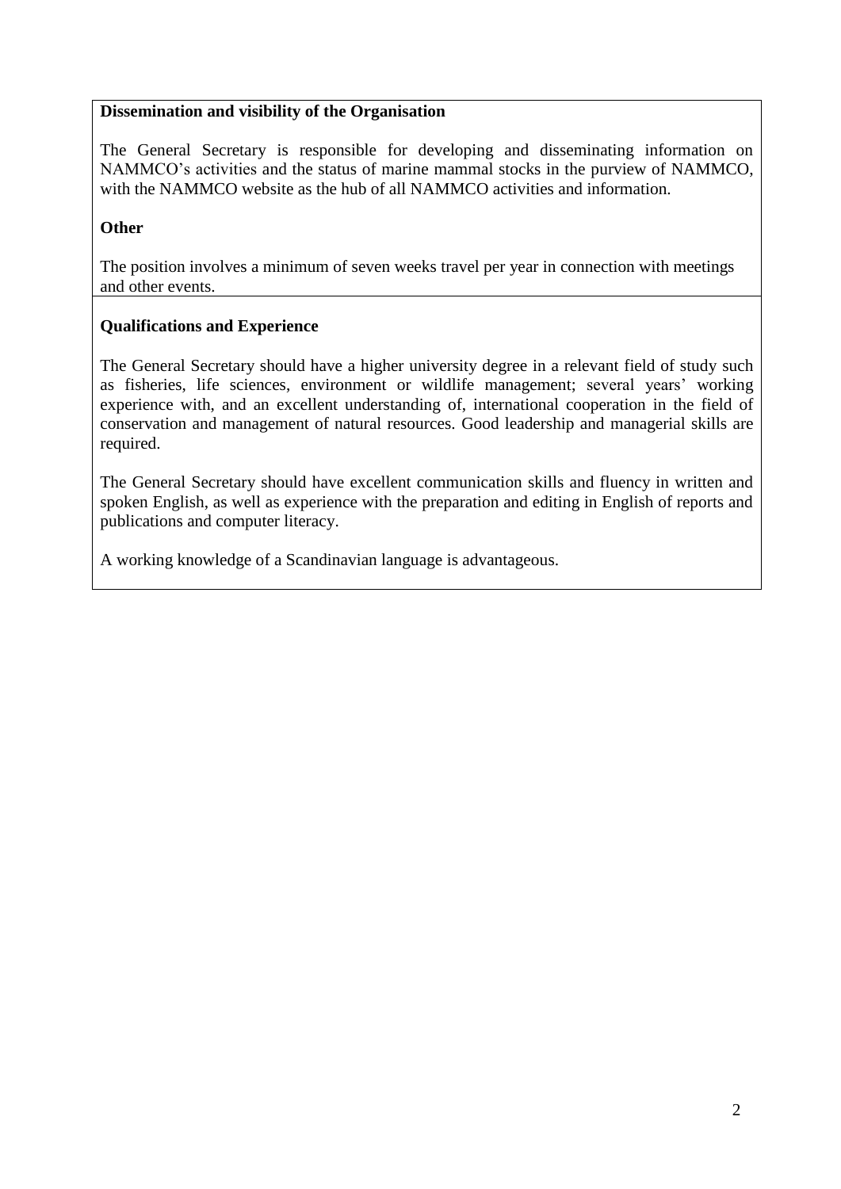**Dissemination and visibility of the Organisation**

The General Secretary is responsible for developing and disseminating information on NAMMCO's activities and the status of marine mammal stocks in the purview of NAMMCO, with the NAMMCO website as the hub of all NAMMCO activities and information.

**Other**

The position involves a minimum of seven weeks travel per year in connection with meetings and other events.

**Qualifications and Experience**

The General Secretary should have a higher university degree in a relevant field of study such as fisheries, life sciences, environment or wildlife management; several years' working experience with, and an excellent understanding of, international cooperation in the field of conservation and management of natural resources. Good leadership and managerial skills are required.

The General Secretary should have excellent communication skills and fluency in written and spoken English, as well as experience with the preparation and editing in English of reports and publications and computer literacy.

A working knowledge of a Scandinavian language is advantageous.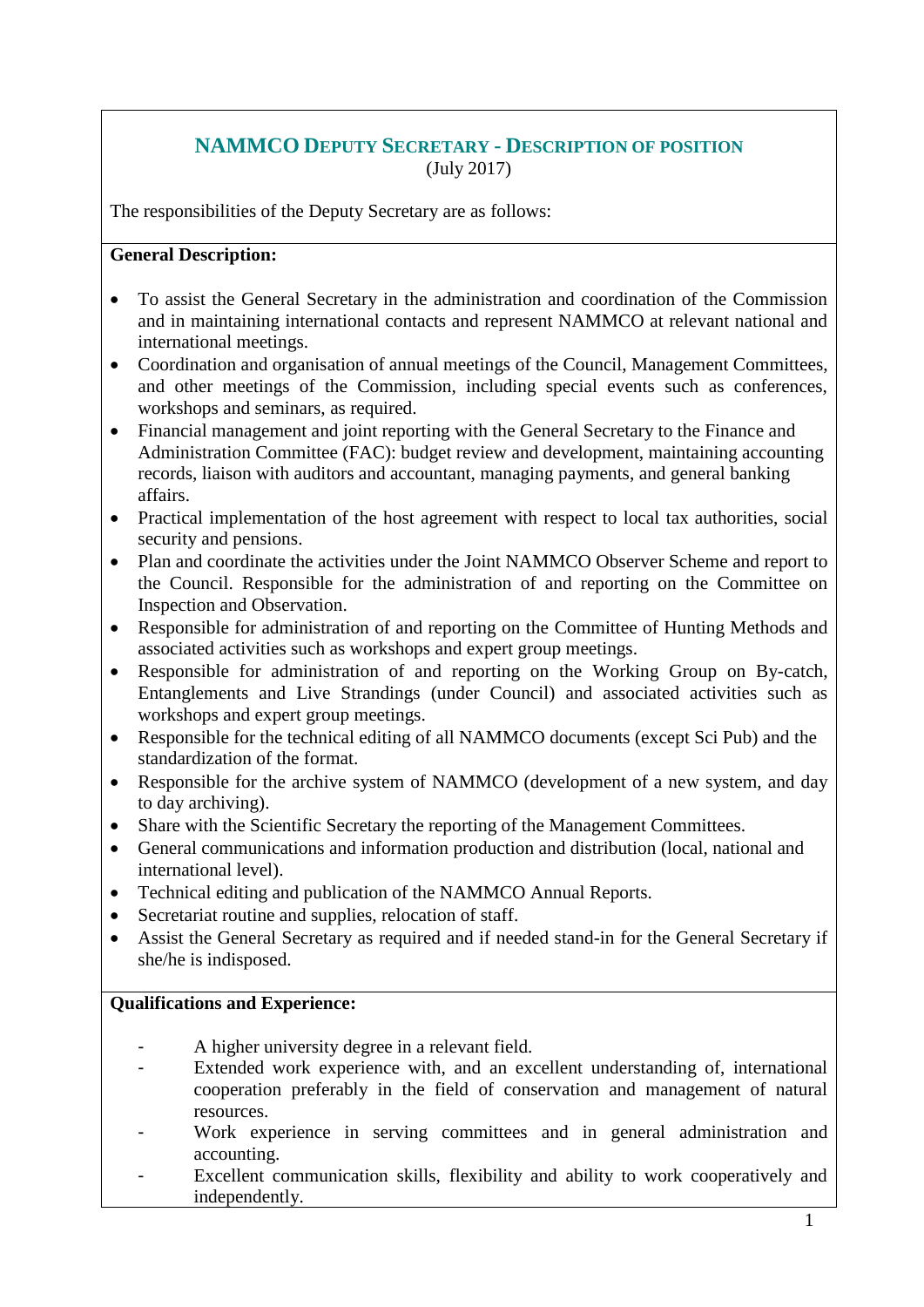## NAMMCO DEPUTY SECRETARY - DESCRIPTION OF POSITION

(July 2017)

The responsibilities of the Deputy Secretary are as follows:

**General Description:**

- To assist the General Secretary in the administration and coordination of the Commission and in maintaining international contacts and represent NAMMCO at relevant national and international meetings.
- Coordination and organisation of annual meetings of the Council, Management Committees, and other meetings of the Commission, including special events such as conferences, workshops and seminars, as required.
- Financial management and joint reporting with the General Secretary to the Finance and Administration Committee (FAC): budget review and development, maintaining accounting records, liaison with auditors and accountant, managing payments, and general banking affairs.
- Practical implementation of the host agreement with respect to local tax authorities, social security and pensions.
- Plan and coordinate the activities under the Joint NAMMCO Observer Scheme and report to the Council. Responsible for the administration of and reporting on the Committee on Inspection and Observation.
- Responsible for administration of and reporting on the Committee of Hunting Methods and associated activities such as workshops and expert group meetings.
- Responsible for administration of and reporting on the Working Group on By-catch, Entanglements and Live Strandings (under Council) and associated activities such as workshops and expert group meetings.
- Responsible for the technical editing of all NAMMCO documents (except Sci Pub) and the standardization of the format.
- Responsible for the archive system of NAMMCO (development of a new system, and day to day archiving).
- Share with the Scientific Secretary the reporting of the Management Committees.
- General communications and information production and distribution (local, national and international level).
- Technical editing and publication of the NAMMCO Annual Reports.
- Secretariat routine and supplies, relocation of staff.
- Assist the General Secretary as required and if needed stand-in for the General Secretary if she/he is indisposed.

**Qualifications and Experience:**

- A higher university degree in a relevant field.
- Extended work experience with, and an excellent understanding of, international cooperation preferably in the field of conservation and management of natural resources.
- Work experience in serving committees and in general administration and accounting.
- Excellent communication skills, flexibility and ability to work cooperatively and independently.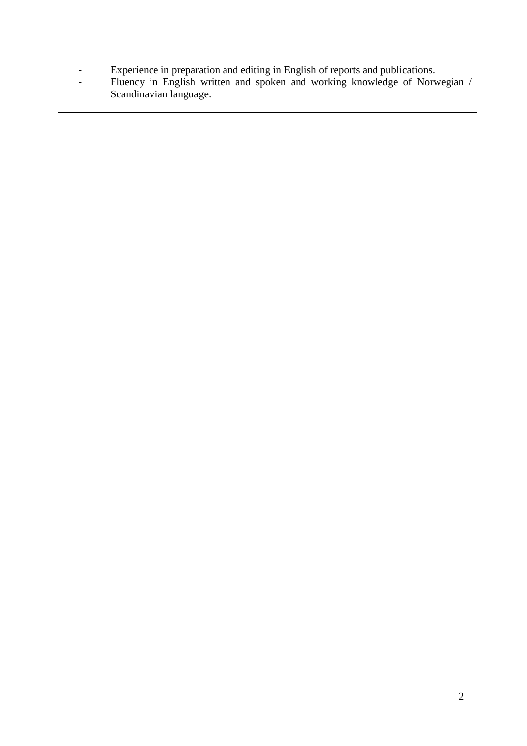- Experience in preparation and editing in English of reports and publications.
- Fluency in English written and spoken and working knowledge of Norwegian / Scandinavian language.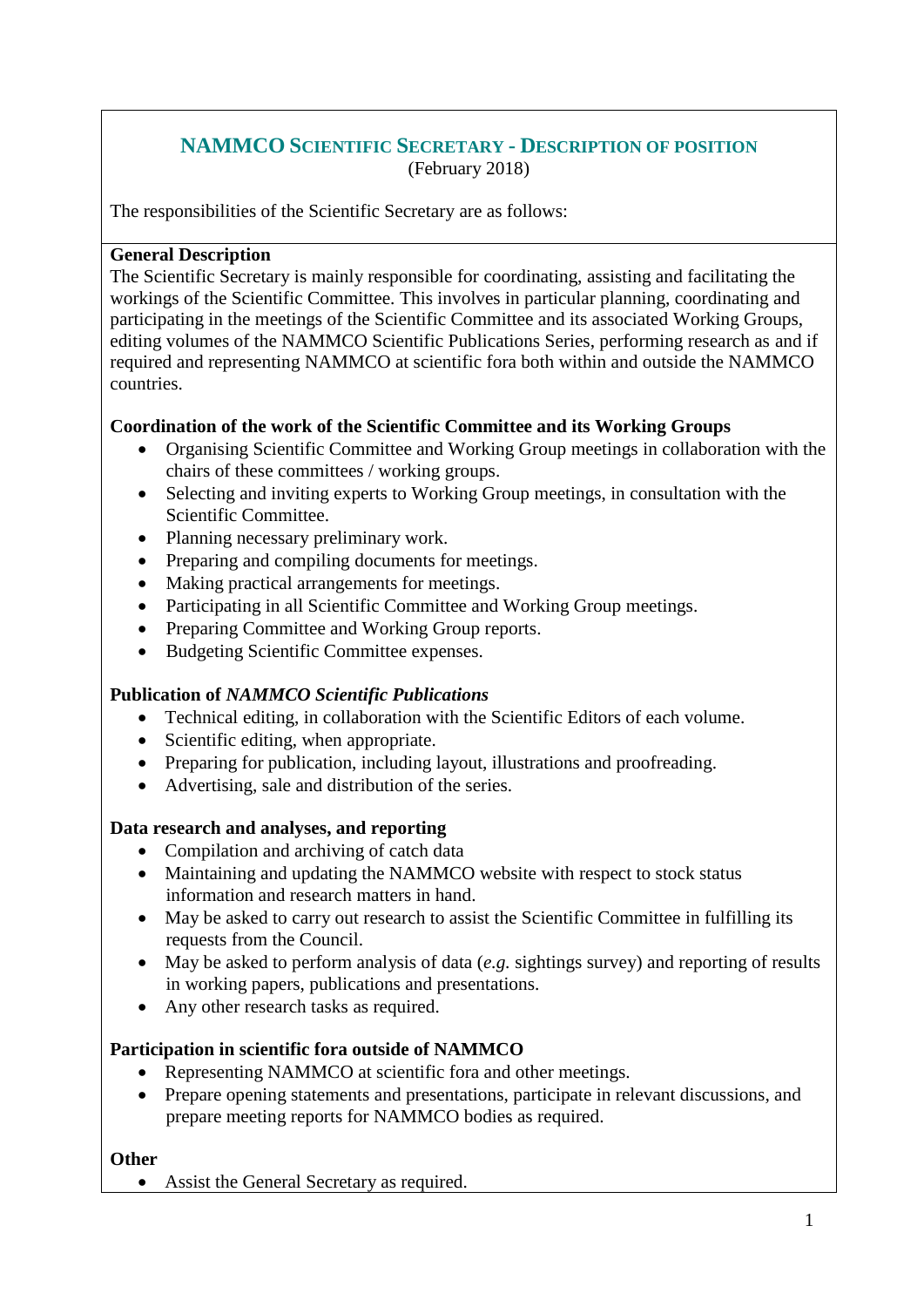## NAMMCO SCIENTIFIC SECRETARY - DESCRIPTION OF POSITION

(February 2018)

The responsibilities of the Scientific Secretary are as follows:

**General Description**

The Scientific Secretary is mainly responsible for coordinating, assisting and facilitating the workings of the Scientific Committee. This involves in particular planning, coordinating and participating in the meetings of the Scientific Committee and its associated Working Groups, editing volumes of the NAMMCO Scientific Publications Series, performing research as and if required and representing NAMMCO at scientific fora both within and outside the NAMMCO countries.

**Coordination of the work of the Scientific Committee and its Working Groups**

- Organising Scientific Committee and Working Group meetings in collaboration with the chairs of these committees / working groups.
- Selecting and inviting experts to Working Group meetings, in consultation with the Scientific Committee.
- Planning necessary preliminary work.
- Preparing and compiling documents for meetings.
- Making practical arrangements for meetings.
- Participating in all Scientific Committee and Working Group meetings.
- Preparing Committee and Working Group reports.
- Budgeting Scientific Committee expenses.

**Publication of *NAMMCO Scientific Publications***

- Technical editing, in collaboration with the Scientific Editors of each volume.
- Scientific editing, when appropriate.
- Preparing for publication, including layout, illustrations and proofreading.
- Advertising, sale and distribution of the series.

**Data research and analyses, and reporting**

- Compilation and archiving of catch data
- Maintaining and updating the NAMMCO website with respect to stock status information and research matters in hand.
- May be asked to carry out research to assist the Scientific Committee in fulfilling its requests from the Council.
- May be asked to perform analysis of data (*e.g.* sightings survey) and reporting of results in working papers, publications and presentations.
- Any other research tasks as required.

**Participation in scientific fora outside of NAMMCO**

- Representing NAMMCO at scientific fora and other meetings.
- Prepare opening statements and presentations, participate in relevant discussions, and prepare meeting reports for NAMMCO bodies as required.

**Other**

- Assist the General Secretary as required.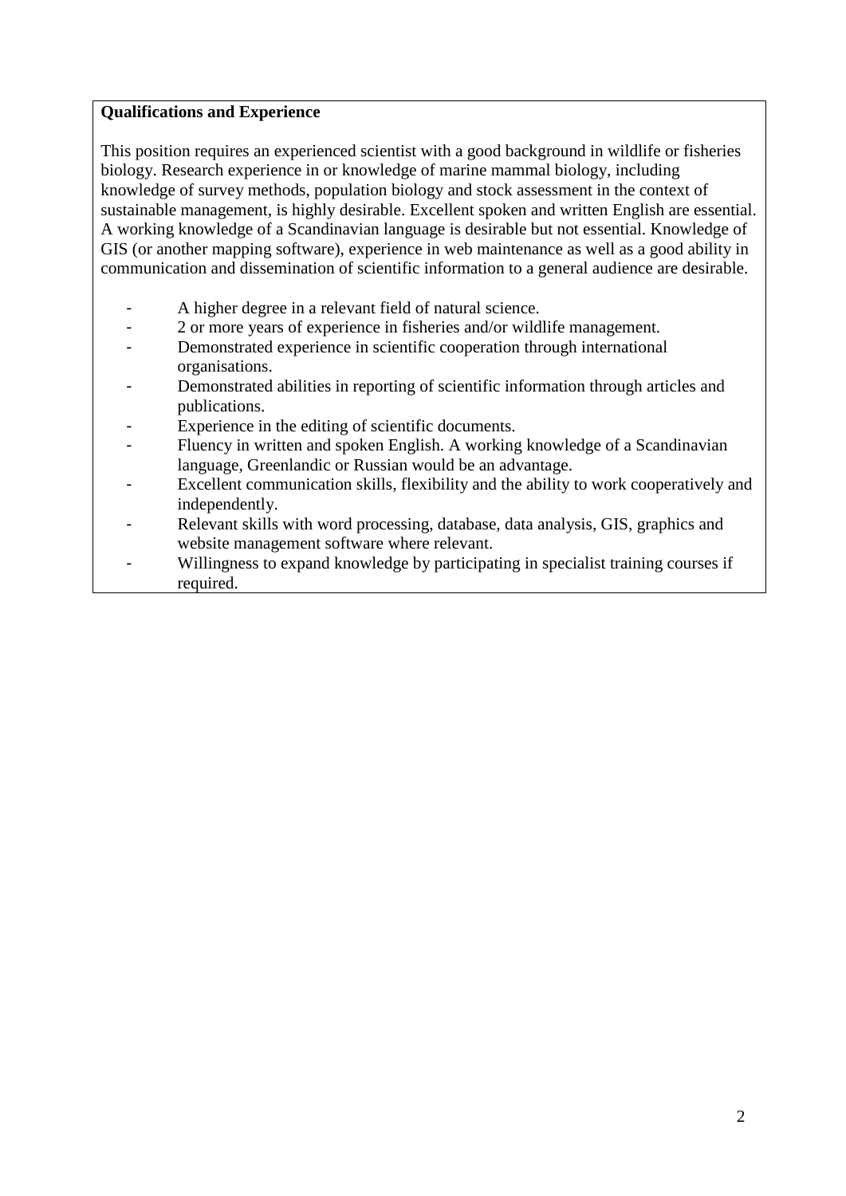**Qualifications and Experience**

This position requires an experienced scientist with a good background in wildlife or fisheries biology. Research experience in or knowledge of marine mammal biology, including knowledge of survey methods, population biology and stock assessment in the context of sustainable management, is highly desirable. Excellent spoken and written English are essential. A working knowledge of a Scandinavian language is desirable but not essential. Knowledge of GIS (or another mapping software), experience in web maintenance as well as a good ability in communication and dissemination of scientific information to a general audience are desirable.

- A higher degree in a relevant field of natural science.
- 2 or more years of experience in fisheries and/or wildlife management.
- Demonstrated experience in scientific cooperation through international organisations.
- Demonstrated abilities in reporting of scientific information through articles and publications.
- Experience in the editing of scientific documents.
- Fluency in written and spoken English. A working knowledge of a Scandinavian language, Greenlandic or Russian would be an advantage.
- Excellent communication skills, flexibility and the ability to work cooperatively and independently.
- Relevant skills with word processing, database, data analysis, GIS, graphics and website management software where relevant.
- Willingness to expand knowledge by participating in specialist training courses if required.